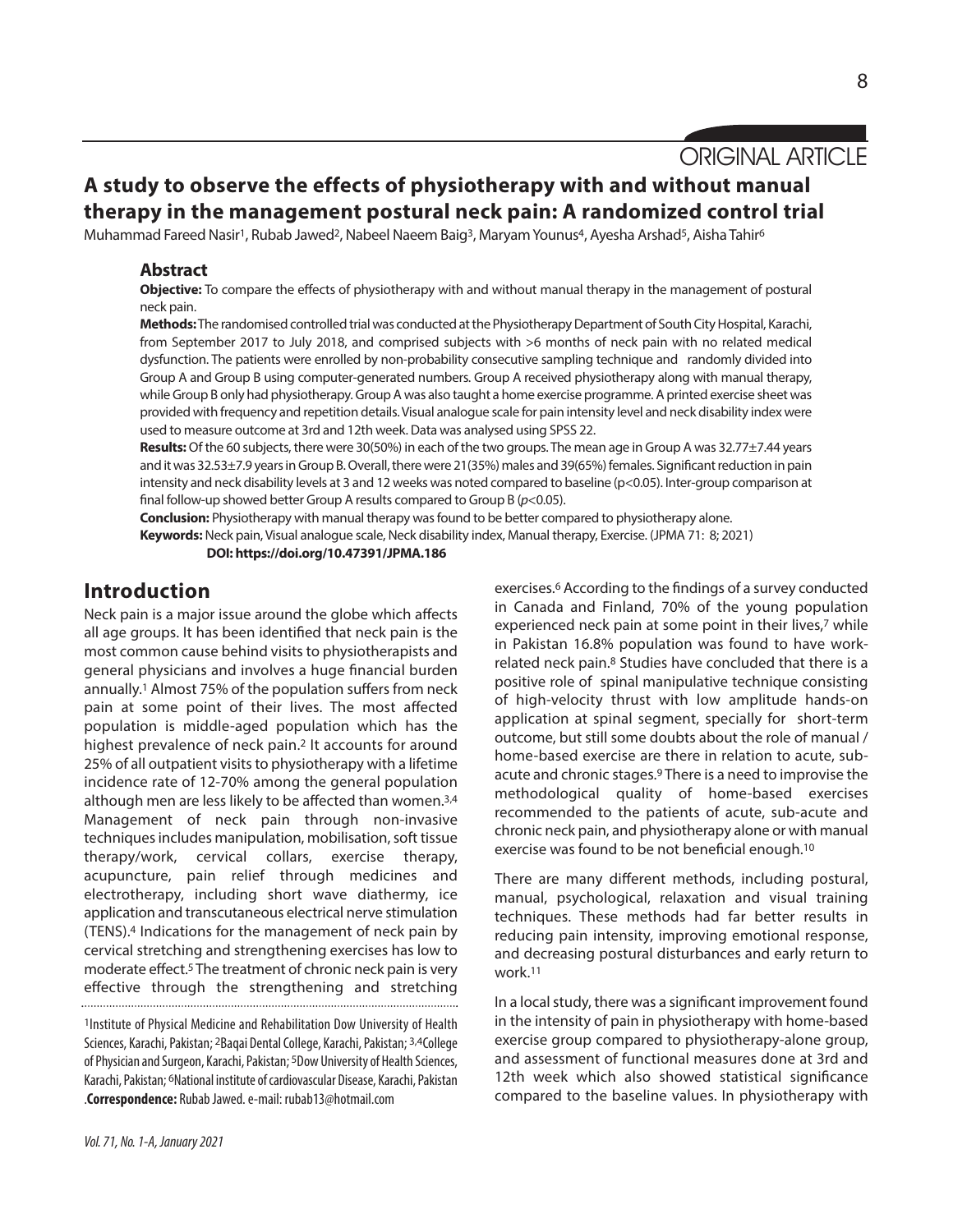ORIGINAL ARTICLE

# A study to observe the effects of physiotherapy with and without manual therapy in the management postural neck pain: A randomized control trial

Muhammad Fareed Nasir[1], Rubab Jawed[2], Nabeel Naeem Baig[3], Maryam Younus[4], Ayesha Arshad[5], Aisha Tahir[6]

## Abstract

**Objective:** To compare the effects of physiotherapy with and without manual therapy in the management of postural neck pain.

**Methods:** The randomised controlled trial was conducted at the Physiotherapy Department of South City Hospital, Karachi, from September 2017 to July 2018, and comprised subjects with >6 months of neck pain with no related medical dysfunction. The patients were enrolled by non-probability consecutive sampling technique and randomly divided into Group A and Group B using computer-generated numbers. Group A received physiotherapy along with manual therapy, while Group B only had physiotherapy. Group A was also taught a home exercise programme. A printed exercise sheet was provided with frequency and repetition details. Visual analogue scale for pain intensity level and neck disability index were used to measure outcome at 3rd and 12th week. Data was analysed using SPSS 22.

**Results:** Of the 60 subjects, there were 30(50%) in each of the two groups. The mean age in Group A was 32.77±7.44 years and it was 32.53±7.9 years in Group B. Overall, there were 21(35%) males and 39(65%) females. Significant reduction in pain intensity and neck disability levels at 3 and 12 weeks was noted compared to baseline ($p<0.05$). Inter-group comparison at final follow-up showed better Group A results compared to Group B ($p<0.05$).

**Conclusion:** Physiotherapy with manual therapy was found to be better compared to physiotherapy alone.

**Keywords:** Neck pain, Visual analogue scale, Neck disability index, Manual therapy, Exercise. (JPMA 71: 8; 2021)

**DOI: https://doi.org/10.47391/JPMA.186**

## Introduction

Neck pain is a major issue around the globe which affects all age groups. It has been identified that neck pain is the most common cause behind visits to physiotherapists and general physicians and involves a huge financial burden annually.[1] Almost 75% of the population suffers from neck pain at some point of their lives. The most affected population is middle-aged population which has the highest prevalence of neck pain.[2] It accounts for around 25% of all outpatient visits to physiotherapy with a lifetime incidence rate of 12-70% among the general population although men are less likely to be affected than women.[3,4] Management of neck pain through non-invasive techniques includes manipulation, mobilisation, soft tissue therapy/work, cervical collars, exercise therapy, acupuncture, pain relief through medicines and electrotherapy, including short wave diathermy, ice application and transcutaneous electrical nerve stimulation (TENS).[4] Indications for the management of neck pain by cervical stretching and strengthening exercises has low to moderate effect.[5] The treatment of chronic neck pain is very effective through the strengthening and stretching exercises.[6] According to the findings of a survey conducted in Canada and Finland, 70% of the young population experienced neck pain at some point in their lives,[7] while in Pakistan 16.8% population was found to have work-related neck pain.[8] Studies have concluded that there is a positive role of spinal manipulative technique consisting of high-velocity thrust with low amplitude hands-on application at spinal segment, specially for short-term outcome, but still some doubts about the role of manual / home-based exercise are there in relation to acute, sub-acute and chronic stages.[9] There is a need to improvise the methodological quality of home-based exercises recommended to the patients of acute, sub-acute and chronic neck pain, and physiotherapy alone or with manual exercise was found to be not beneficial enough.[10]

There are many different methods, including postural, manual, psychological, relaxation and visual training techniques. These methods had far better results in reducing pain intensity, improving emotional response, and decreasing postural disturbances and early return to work.[11]

In a local study, there was a significant improvement found in the intensity of pain in physiotherapy with home-based exercise group compared to physiotherapy-alone group, and assessment of functional measures done at 3rd and 12th week which also showed statistical significance compared to the baseline values. In physiotherapy with

[1]Institute of Physical Medicine and Rehabilitation Dow University of Health Sciences, Karachi, Pakistan; [2]Baqai Dental College, Karachi, Pakistan; [3,4]College of Physician and Surgeon, Karachi, Pakistan; [5]Dow University of Health Sciences, Karachi, Pakistan; [6]National institute of cardiovascular Disease, Karachi, Pakistan. **Correspondence:** Rubab Jawed. e-mail: rubab13@hotmail.com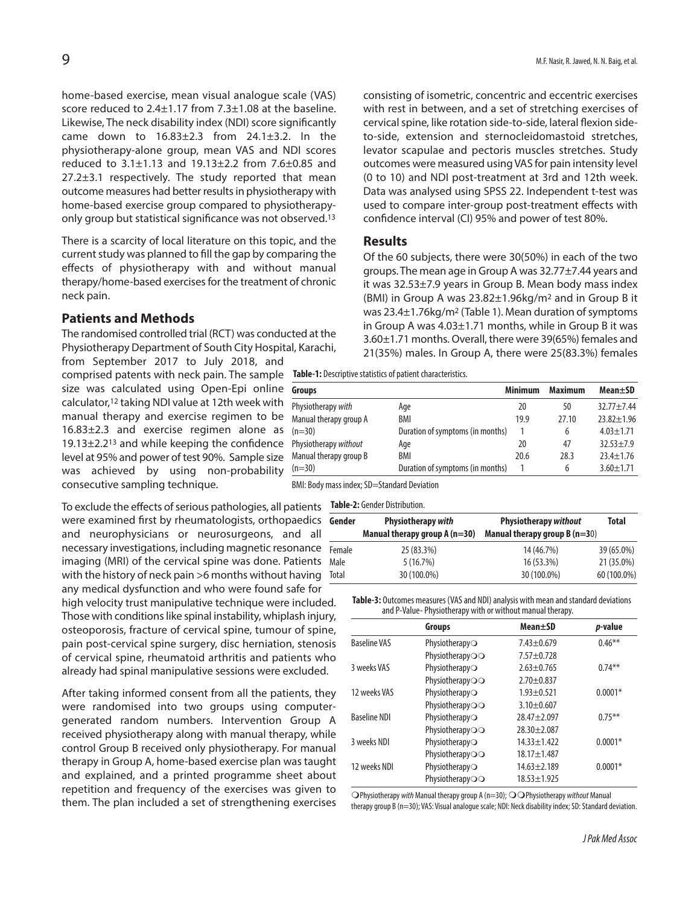home-based exercise, mean visual analogue scale (VAS) score reduced to 2.4±1.17 from 7.3±1.08 at the baseline. Likewise, The neck disability index (NDI) score significantly came down to 16.83±2.3 from 24.1±3.2. In the physiotherapy-alone group, mean VAS and NDI scores reduced to 3.1±1.13 and 19.13±2.2 from 7.6±0.85 and 27.2±3.1 respectively. The study reported that mean outcome measures had better results in physiotherapy with home-based exercise group compared to physiotherapy-only group but statistical significance was not observed.[13]

There is a scarcity of local literature on this topic, and the current study was planned to fill the gap by comparing the effects of physiotherapy with and without manual therapy/home-based exercises for the treatment of chronic neck pain.

## Patients and Methods

The randomised controlled trial (RCT) was conducted at the Physiotherapy Department of South City Hospital, Karachi, from September 2017 to July 2018, and comprised patents with neck pain. The sample size was calculated using Open-Epi online calculator,[12] taking NDI value at 12th week with manual therapy and exercise regimen to be 16.83±2.3 and exercise regimen alone as 19.13±2.2[13] and while keeping the confidence level at 95% and power of test 90%. Sample size was achieved by using non-probability consecutive sampling technique.

To exclude the effects of serious pathologies, all patients were examined first by rheumatologists, orthopaedics and neurophysicians or neurosurgeons, and all necessary investigations, including magnetic resonance imaging (MRI) of the cervical spine was done. Patients with the history of neck pain >6 months without having any medical dysfunction and who were found safe for high velocity trust manipulative technique were included. Those with conditions like spinal instability, whiplash injury, osteoporosis, fracture of cervical spine, tumour of spine, pain post-cervical spine surgery, disc herniation, stenosis of cervical spine, rheumatoid arthritis and patients who already had spinal manipulative sessions were excluded.

After taking informed consent from all the patients, they were randomised into two groups using computer-generated random numbers. Intervention Group A received physiotherapy along with manual therapy, while control Group B received only physiotherapy. For manual therapy in Group A, home-based exercise plan was taught and explained, and a printed programme sheet about repetition and frequency of the exercises was given to them. The plan included a set of strengthening exercises consisting of isometric, concentric and eccentric exercises with rest in between, and a set of stretching exercises of cervical spine, like rotation side-to-side, lateral flexion side-to-side, extension and sternocleidomastoid stretches, levator scapulae and pectoris muscles stretches. Study outcomes were measured using VAS for pain intensity level (0 to 10) and NDI post-treatment at 3rd and 12th week. Data was analysed using SPSS 22. Independent t-test was used to compare inter-group post-treatment effects with confidence interval (CI) 95% and power of test 80%.

## Results

Of the 60 subjects, there were 30(50%) in each of the two groups. The mean age in Group A was 32.77±7.44 years and it was 32.53±7.9 years in Group B. Mean body mass index (BMI) in Group A was 23.82±1.96kg/m$^2$ and in Group B it was 23.4±1.76kg/m$^2$ (Table 1). Mean duration of symptoms in Group A was 4.03±1.71 months, while in Group B it was 3.60±1.71 months. Overall, there were 39(65%) females and 21(35%) males. In Group A, there were 25(83.3%) females

**Table-1:** Descriptive statistics of patient characteristics.

| Groups | | Minimum | Maximum | Mean±SD |
|---|---|---|---|---|
| Physiotherapy *with* Manual therapy group A (n=30) | Age | 20 | 50 | 32.77±7.44 |
| | BMI | 19.9 | 27.10 | 23.82±1.96 |
| | Duration of symptoms (in months) | 1 | 6 | 4.03±1.71 |
| Physiotherapy *without* Manual therapy group B (n=30) | Age | 20 | 47 | 32.53±7.9 |
| | BMI | 20.6 | 28.3 | 23.4±1.76 |
| | Duration of symptoms (in months) | 1 | 6 | 3.60±1.71 |

BMI: Body mass index; SD=Standard Deviation

**Table-2:** Gender Distribution.

| Gender | Physiotherapy *with* Manual therapy group A (n=30) | Physiotherapy *without* Manual therapy group B (n=30) | Total |
|---|---|---|---|
| Female | 25 (83.3%) | 14 (46.7%) | 39 (65.0%) |
| Male | 5 (16.7%) | 16 (53.3%) | 21 (35.0%) |
| Total | 30 (100.0%) | 30 (100.0%) | 60 (100.0%) |

**Table-3:** Outcomes measures (VAS and NDI) analysis with mean and standard deviations and P-Value- Physiotherapy with or without manual therapy.

| | Groups | Mean±SD | *p*-value |
|---|---|---|---|
| Baseline VAS | Physiotherapy❍ | 7.43±0.679 | 0.46** |
| | Physiotherapy❍❍ | 7.57±0.728 | |
| 3 weeks VAS | Physiotherapy❍ | 2.63±0.765 | 0.74** |
| | Physiotherapy❍❍ | 2.70±0.837 | |
| 12 weeks VAS | Physiotherapy❍ | 1.93±0.521 | 0.0001* |
| | Physiotherapy❍❍ | 3.10±0.607 | |
| Baseline NDI | Physiotherapy❍ | 28.47±2.097 | 0.75** |
| | Physiotherapy❍❍ | 28.30±2.087 | |
| 3 weeks NDI | Physiotherapy❍ | 14.33±1.422 | 0.0001* |
| | Physiotherapy❍❍ | 18.17±1.487 | |
| 12 weeks NDI | Physiotherapy❍ | 14.63±2.189 | 0.0001* |
| | Physiotherapy❍❍ | 18.53±1.925 | |

❍Physiotherapy *with* Manual therapy group A (n=30); ❍❍Physiotherapy *without* Manual therapy group B (n=30); VAS: Visual analogue scale; NDI: Neck disability index; SD: Standard deviation.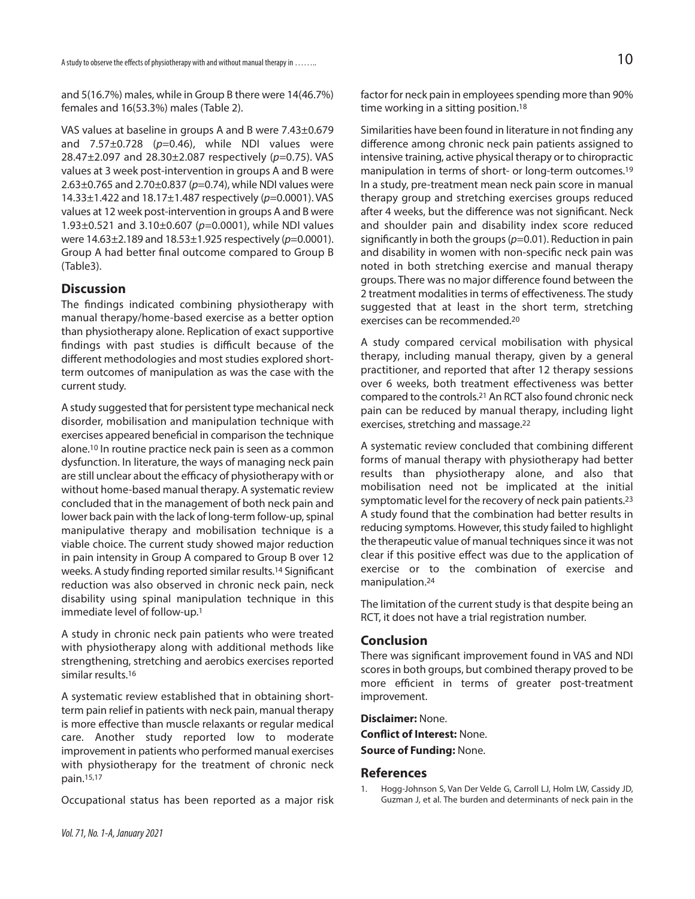and 5(16.7%) males, while in Group B there were 14(46.7%) females and 16(53.3%) males (Table 2).

VAS values at baseline in groups A and B were 7.43±0.679 and 7.57±0.728 ($p$=0.46), while NDI values were 28.47±2.097 and 28.30±2.087 respectively ($p$=0.75). VAS values at 3 week post-intervention in groups A and B were 2.63±0.765 and 2.70±0.837 ($p$=0.74), while NDI values were 14.33±1.422 and 18.17±1.487 respectively ($p$=0.0001). VAS values at 12 week post-intervention in groups A and B were 1.93±0.521 and 3.10±0.607 ($p$=0.0001), while NDI values were 14.63±2.189 and 18.53±1.925 respectively ($p$=0.0001). Group A had better final outcome compared to Group B (Table3).

## Discussion

The findings indicated combining physiotherapy with manual therapy/home-based exercise as a better option than physiotherapy alone. Replication of exact supportive findings with past studies is difficult because of the different methodologies and most studies explored short-term outcomes of manipulation as was the case with the current study.

A study suggested that for persistent type mechanical neck disorder, mobilisation and manipulation technique with exercises appeared beneficial in comparison the technique alone.[10] In routine practice neck pain is seen as a common dysfunction. In literature, the ways of managing neck pain are still unclear about the efficacy of physiotherapy with or without home-based manual therapy. A systematic review concluded that in the management of both neck pain and lower back pain with the lack of long-term follow-up, spinal manipulative therapy and mobilisation technique is a viable choice. The current study showed major reduction in pain intensity in Group A compared to Group B over 12 weeks. A study finding reported similar results.[14] Significant reduction was also observed in chronic neck pain, neck disability using spinal manipulation technique in this immediate level of follow-up.[1]

A study in chronic neck pain patients who were treated with physiotherapy along with additional methods like strengthening, stretching and aerobics exercises reported similar results.[16]

A systematic review established that in obtaining short-term pain relief in patients with neck pain, manual therapy is more effective than muscle relaxants or regular medical care. Another study reported low to moderate improvement in patients who performed manual exercises with physiotherapy for the treatment of chronic neck pain.[15,17]

Occupational status has been reported as a major risk factor for neck pain in employees spending more than 90% time working in a sitting position.[18]

Similarities have been found in literature in not finding any difference among chronic neck pain patients assigned to intensive training, active physical therapy or to chiropractic manipulation in terms of short- or long-term outcomes.[19] In a study, pre-treatment mean neck pain score in manual therapy group and stretching exercises groups reduced after 4 weeks, but the difference was not significant. Neck and shoulder pain and disability index score reduced significantly in both the groups ($p$=0.01). Reduction in pain and disability in women with non-specific neck pain was noted in both stretching exercise and manual therapy groups. There was no major difference found between the 2 treatment modalities in terms of effectiveness. The study suggested that at least in the short term, stretching exercises can be recommended.[20]

A study compared cervical mobilisation with physical therapy, including manual therapy, given by a general practitioner, and reported that after 12 therapy sessions over 6 weeks, both treatment effectiveness was better compared to the controls.[21] An RCT also found chronic neck pain can be reduced by manual therapy, including light exercises, stretching and massage.[22]

A systematic review concluded that combining different forms of manual therapy with physiotherapy had better results than physiotherapy alone, and also that mobilisation need not be implicated at the initial symptomatic level for the recovery of neck pain patients.[23] A study found that the combination had better results in reducing symptoms. However, this study failed to highlight the therapeutic value of manual techniques since it was not clear if this positive effect was due to the application of exercise or to the combination of exercise and manipulation.[24]

The limitation of the current study is that despite being an RCT, it does not have a trial registration number.

## Conclusion

There was significant improvement found in VAS and NDI scores in both groups, but combined therapy proved to be more efficient in terms of greater post-treatment improvement.

**Disclaimer:** None.

**Conflict of Interest:** None.

**Source of Funding:** None.

## References

1. Hogg-Johnson S, Van Der Velde G, Carroll LJ, Holm LW, Cassidy JD, Guzman J, et al. The burden and determinants of neck pain in the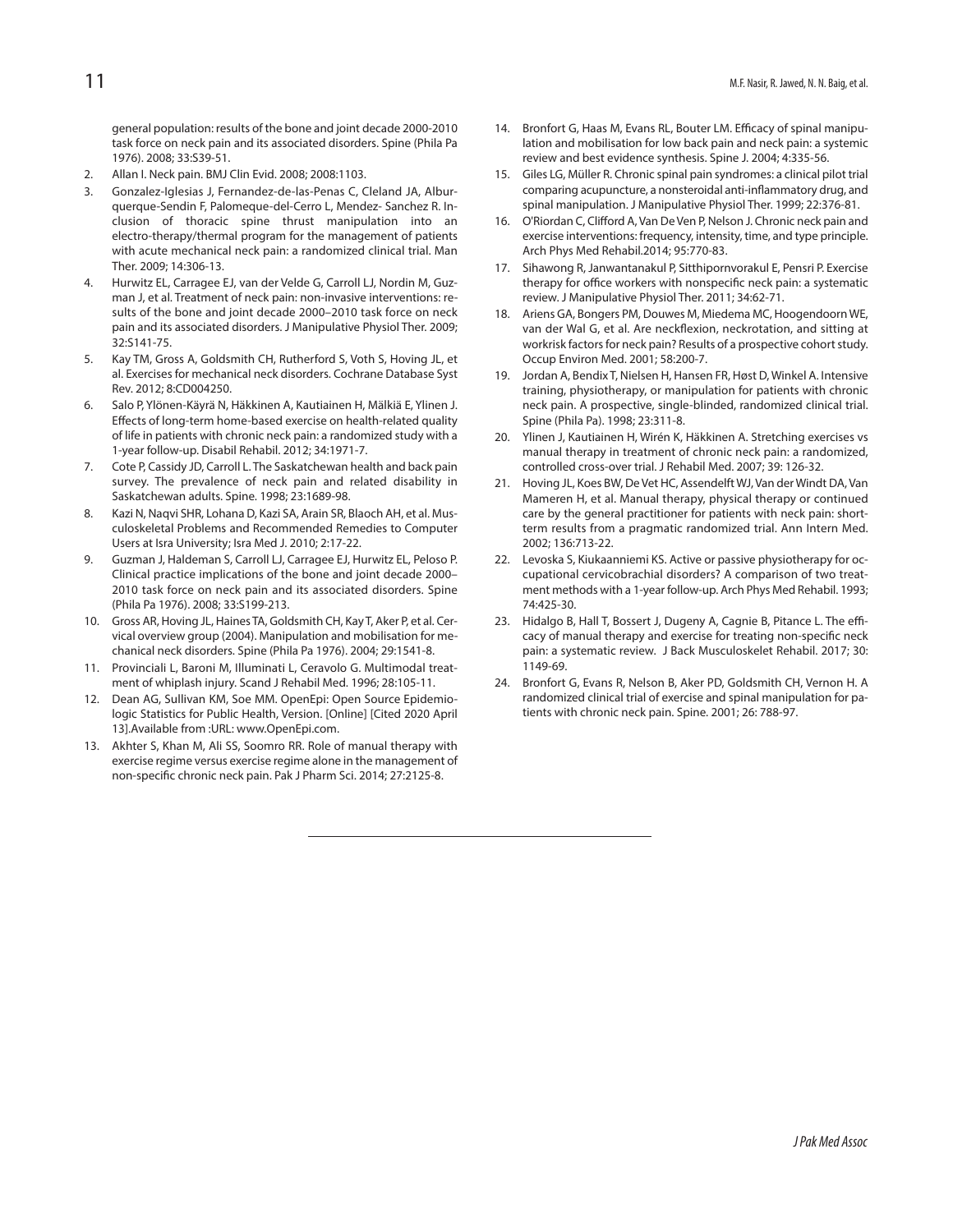general population: results of the bone and joint decade 2000-2010 task force on neck pain and its associated disorders. Spine (Phila Pa 1976). 2008; 33:S39-51.

2. Allan I. Neck pain. BMJ Clin Evid. 2008; 2008:1103.
3. Gonzalez-Iglesias J, Fernandez-de-las-Penas C, Cleland JA, Alburquerque-Sendin F, Palomeque-del-Cerro L, Mendez- Sanchez R. Inclusion of thoracic spine thrust manipulation into an electro-therapy/thermal program for the management of patients with acute mechanical neck pain: a randomized clinical trial. Man Ther. 2009; 14:306-13.
4. Hurwitz EL, Carragee EJ, van der Velde G, Carroll LJ, Nordin M, Guzman J, et al. Treatment of neck pain: non-invasive interventions: results of the bone and joint decade 2000–2010 task force on neck pain and its associated disorders. J Manipulative Physiol Ther. 2009; 32:S141-75.
5. Kay TM, Gross A, Goldsmith CH, Rutherford S, Voth S, Hoving JL, et al. Exercises for mechanical neck disorders. Cochrane Database Syst Rev. 2012; 8:CD004250.
6. Salo P, Ylönen-Käyrä N, Häkkinen A, Kautiainen H, Mälkiä E, Ylinen J. Effects of long-term home-based exercise on health-related quality of life in patients with chronic neck pain: a randomized study with a 1-year follow-up. Disabil Rehabil. 2012; 34:1971-7.
7. Cote P, Cassidy JD, Carroll L. The Saskatchewan health and back pain survey. The prevalence of neck pain and related disability in Saskatchewan adults. Spine. 1998; 23:1689-98.
8. Kazi N, Naqvi SHR, Lohana D, Kazi SA, Arain SR, Blaoch AH, et al. Musculoskeletal Problems and Recommended Remedies to Computer Users at Isra University; Isra Med J. 2010; 2:17-22.
9. Guzman J, Haldeman S, Carroll LJ, Carragee EJ, Hurwitz EL, Peloso P. Clinical practice implications of the bone and joint decade 2000–2010 task force on neck pain and its associated disorders. Spine (Phila Pa 1976). 2008; 33:S199-213.
10. Gross AR, Hoving JL, Haines TA, Goldsmith CH, Kay T, Aker P, et al. Cervical overview group (2004). Manipulation and mobilisation for mechanical neck disorders. Spine (Phila Pa 1976). 2004; 29:1541-8.
11. Provinciali L, Baroni M, Illuminati L, Ceravolo G. Multimodal treatment of whiplash injury. Scand J Rehabil Med. 1996; 28:105-11.
12. Dean AG, Sullivan KM, Soe MM. OpenEpi: Open Source Epidemiologic Statistics for Public Health, Version. [Online] [Cited 2020 April 13].Available from :URL: www.OpenEpi.com.
13. Akhter S, Khan M, Ali SS, Soomro RR. Role of manual therapy with exercise regime versus exercise regime alone in the management of non-specific chronic neck pain. Pak J Pharm Sci. 2014; 27:2125-8.
14. Bronfort G, Haas M, Evans RL, Bouter LM. Efficacy of spinal manipulation and mobilisation for low back pain and neck pain: a systemic review and best evidence synthesis. Spine J. 2004; 4:335-56.
15. Giles LG, Müller R. Chronic spinal pain syndromes: a clinical pilot trial comparing acupuncture, a nonsteroidal anti-inflammatory drug, and spinal manipulation. J Manipulative Physiol Ther. 1999; 22:376-81.
16. O'Riordan C, Clifford A, Van De Ven P, Nelson J. Chronic neck pain and exercise interventions: frequency, intensity, time, and type principle. Arch Phys Med Rehabil.2014; 95:770-83.
17. Sihawong R, Janwantanakul P, Sitthipornvorakul E, Pensri P. Exercise therapy for office workers with nonspecific neck pain: a systematic review. J Manipulative Physiol Ther. 2011; 34:62-71.
18. Ariens GA, Bongers PM, Douwes M, Miedema MC, Hoogendoorn WE, van der Wal G, et al. Are neckflexion, neckrotation, and sitting at workrisk factors for neck pain? Results of a prospective cohort study. Occup Environ Med. 2001; 58:200-7.
19. Jordan A, Bendix T, Nielsen H, Hansen FR, Høst D, Winkel A. Intensive training, physiotherapy, or manipulation for patients with chronic neck pain. A prospective, single-blinded, randomized clinical trial. Spine (Phila Pa). 1998; 23:311-8.
20. Ylinen J, Kautiainen H, Wirén K, Häkkinen A. Stretching exercises vs manual therapy in treatment of chronic neck pain: a randomized, controlled cross-over trial. J Rehabil Med. 2007; 39: 126-32.
21. Hoving JL, Koes BW, De Vet HC, Assendelft WJ, Van der Windt DA, Van Mameren H, et al. Manual therapy, physical therapy or continued care by the general practitioner for patients with neck pain: short-term results from a pragmatic randomized trial. Ann Intern Med. 2002; 136:713-22.
22. Levoska S, Kiukaanniemi KS. Active or passive physiotherapy for occupational cervicobrachial disorders? A comparison of two treatment methods with a 1-year follow-up. Arch Phys Med Rehabil. 1993; 74:425-30.
23. Hidalgo B, Hall T, Bossert J, Dugeny A, Cagnie B, Pitance L. The efficacy of manual therapy and exercise for treating non-specific neck pain: a systematic review. J Back Musculoskelet Rehabil. 2017; 30: 1149-69.
24. Bronfort G, Evans R, Nelson B, Aker PD, Goldsmith CH, Vernon H. A randomized clinical trial of exercise and spinal manipulation for patients with chronic neck pain. Spine. 2001; 26: 788-97.